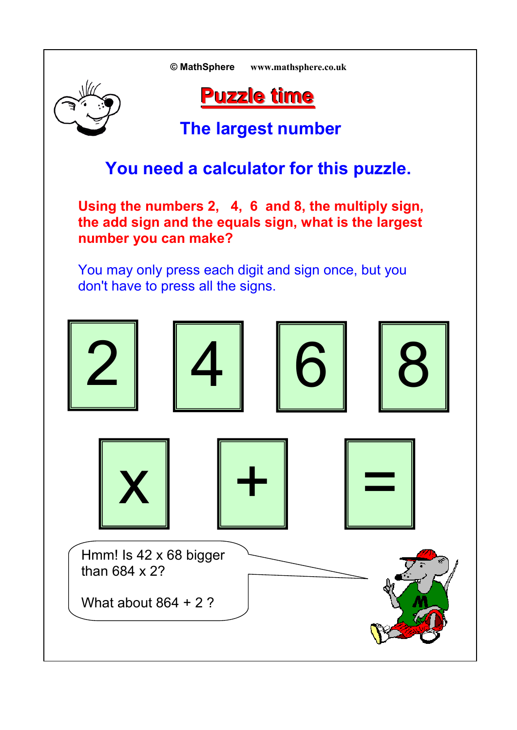© MathSphere www.mathsphere.co.uk

# Puzzle time

## The largest number

**You need a calculator for this puzzle.**

**Using the numbers 2, 4, 6 and 8, the multiply sign, the add sign and the equals sign, what is the largest number you can make?**

You may only press each digit and sign once, but you don't have to press all the signs.

| 2 | 4 | 6 | 8 |
|---|---|---|---|

| x | + | = |
|---|---|---|

Hmm! Is 42 x 68 bigger than 684 x 2?

What about 864 + 2 ?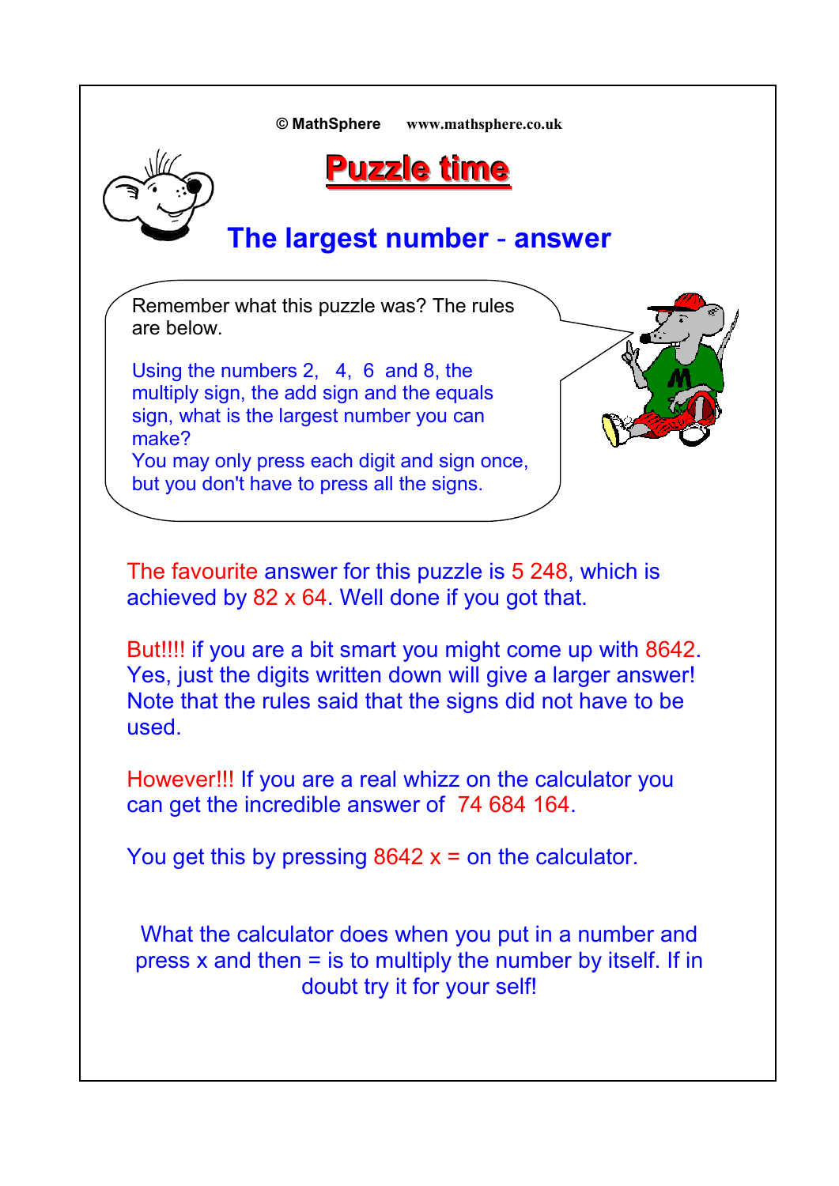© MathSphere www.mathsphere.co.uk

# Puzzle time

## The largest number - answer

Remember what this puzzle was? The rules are below.

Using the numbers 2, 4, 6 and 8, the multiply sign, the add sign and the equals sign, what is the largest number you can make?
You may only press each digit and sign once, but you don't have to press all the signs.

The favourite answer for this puzzle is 5 248, which is achieved by 82 x 64. Well done if you got that.

But!!!! if you are a bit smart you might come up with 8642. Yes, just the digits written down will give a larger answer! Note that the rules said that the signs did not have to be used.

However!!! If you are a real whizz on the calculator you can get the incredible answer of 74 684 164.

You get this by pressing 8642 x = on the calculator.

What the calculator does when you put in a number and press x and then = is to multiply the number by itself. If in doubt try it for your self!